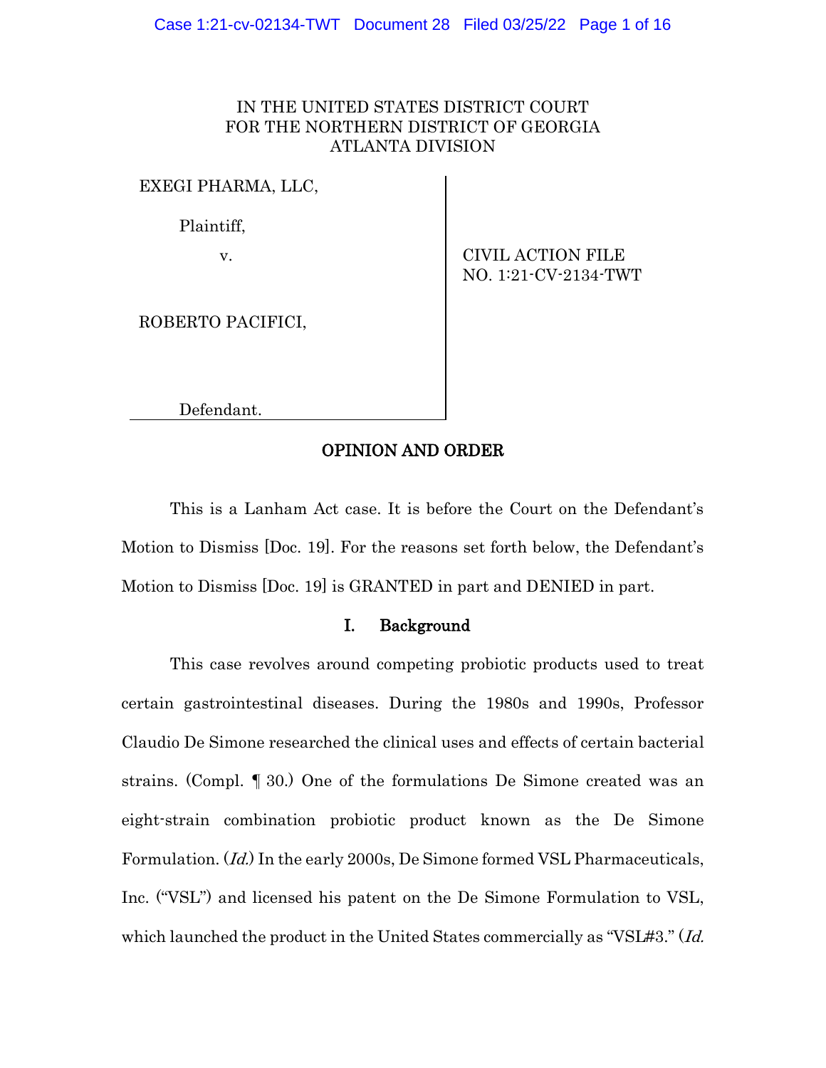IN THE UNITED STATES DISTRICT COURT
FOR THE NORTHERN DISTRICT OF GEORGIA
ATLANTA DIVISION

EXEGI PHARMA, LLC,

Plaintiff,

v.

ROBERTO PACIFICI,

Defendant.

CIVIL ACTION FILE
NO. 1:21-CV-2134-TWT

## OPINION AND ORDER

This is a Lanham Act case. It is before the Court on the Defendant's Motion to Dismiss [Doc. 19]. For the reasons set forth below, the Defendant's Motion to Dismiss [Doc. 19] is GRANTED in part and DENIED in part.

### I. Background

This case revolves around competing probiotic products used to treat certain gastrointestinal diseases. During the 1980s and 1990s, Professor Claudio De Simone researched the clinical uses and effects of certain bacterial strains. (Compl. ¶ 30.) One of the formulations De Simone created was an eight-strain combination probiotic product known as the De Simone Formulation. (*Id.*) In the early 2000s, De Simone formed VSL Pharmaceuticals, Inc. ("VSL") and licensed his patent on the De Simone Formulation to VSL, which launched the product in the United States commercially as "VSL#3." (*Id.*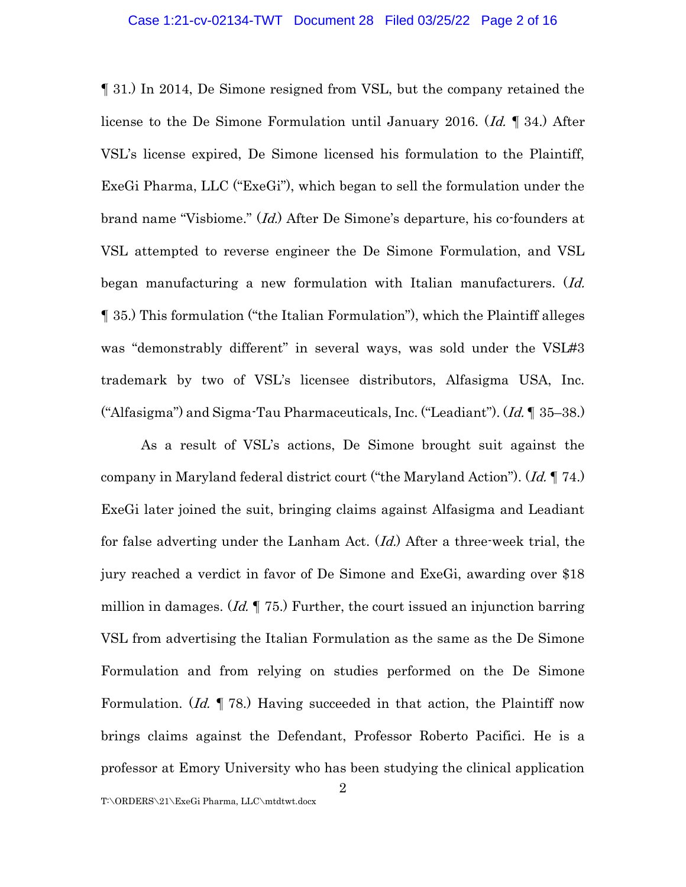¶ 31.) In 2014, De Simone resigned from VSL, but the company retained the license to the De Simone Formulation until January 2016. (*Id.* ¶ 34.) After VSL's license expired, De Simone licensed his formulation to the Plaintiff, ExeGi Pharma, LLC ("ExeGi"), which began to sell the formulation under the brand name "Visbiome." (*Id.*) After De Simone's departure, his co-founders at VSL attempted to reverse engineer the De Simone Formulation, and VSL began manufacturing a new formulation with Italian manufacturers. (*Id.* ¶ 35.) This formulation ("the Italian Formulation"), which the Plaintiff alleges was "demonstrably different" in several ways, was sold under the VSL#3 trademark by two of VSL's licensee distributors, Alfasigma USA, Inc. ("Alfasigma") and Sigma-Tau Pharmaceuticals, Inc. ("Leadiant"). (*Id.* ¶ 35–38.)

As a result of VSL's actions, De Simone brought suit against the company in Maryland federal district court ("the Maryland Action"). (*Id.* ¶ 74.) ExeGi later joined the suit, bringing claims against Alfasigma and Leadiant for false adverting under the Lanham Act. (*Id.*) After a three-week trial, the jury reached a verdict in favor of De Simone and ExeGi, awarding over $18 million in damages. (*Id.* ¶ 75.) Further, the court issued an injunction barring VSL from advertising the Italian Formulation as the same as the De Simone Formulation and from relying on studies performed on the De Simone Formulation. (*Id.* ¶ 78.) Having succeeded in that action, the Plaintiff now brings claims against the Defendant, Professor Roberto Pacifici. He is a professor at Emory University who has been studying the clinical application

T:\ORDERS\21\ExeGi Pharma, LLC\mtdtwt.docx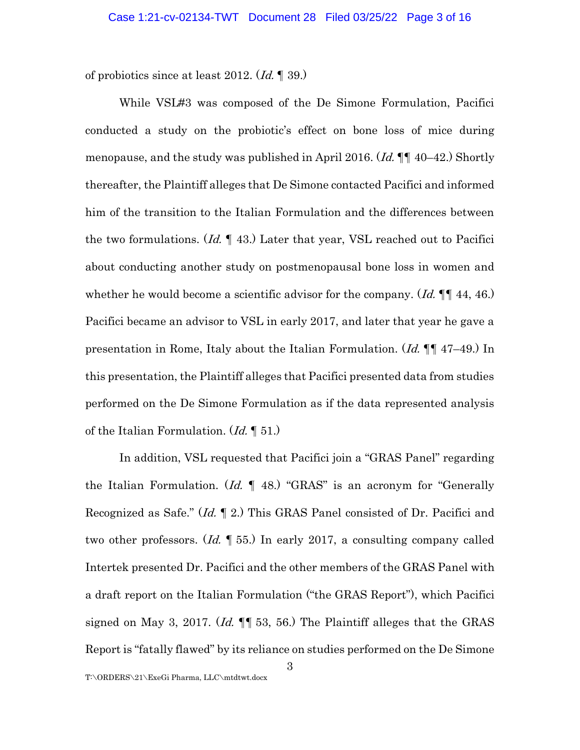of probiotics since at least 2012. (*Id.* ¶ 39.)

While VSL#3 was composed of the De Simone Formulation, Pacifici conducted a study on the probiotic's effect on bone loss of mice during menopause, and the study was published in April 2016. (*Id.* ¶¶ 40–42.) Shortly thereafter, the Plaintiff alleges that De Simone contacted Pacifici and informed him of the transition to the Italian Formulation and the differences between the two formulations. (*Id.* ¶ 43.) Later that year, VSL reached out to Pacifici about conducting another study on postmenopausal bone loss in women and whether he would become a scientific advisor for the company. (*Id.* ¶¶ 44, 46.) Pacifici became an advisor to VSL in early 2017, and later that year he gave a presentation in Rome, Italy about the Italian Formulation. (*Id.* ¶¶ 47–49.) In this presentation, the Plaintiff alleges that Pacifici presented data from studies performed on the De Simone Formulation as if the data represented analysis of the Italian Formulation. (*Id.* ¶ 51.)

In addition, VSL requested that Pacifici join a "GRAS Panel" regarding the Italian Formulation. (*Id.* ¶ 48.) "GRAS" is an acronym for "Generally Recognized as Safe." (*Id.* ¶ 2.) This GRAS Panel consisted of Dr. Pacifici and two other professors. (*Id.* ¶ 55.) In early 2017, a consulting company called Intertek presented Dr. Pacifici and the other members of the GRAS Panel with a draft report on the Italian Formulation ("the GRAS Report"), which Pacifici signed on May 3, 2017. (*Id.* ¶¶ 53, 56.) The Plaintiff alleges that the GRAS Report is "fatally flawed" by its reliance on studies performed on the De Simone

T:\ORDERS\21\ExeGi Pharma, LLC\mtdtwt.docx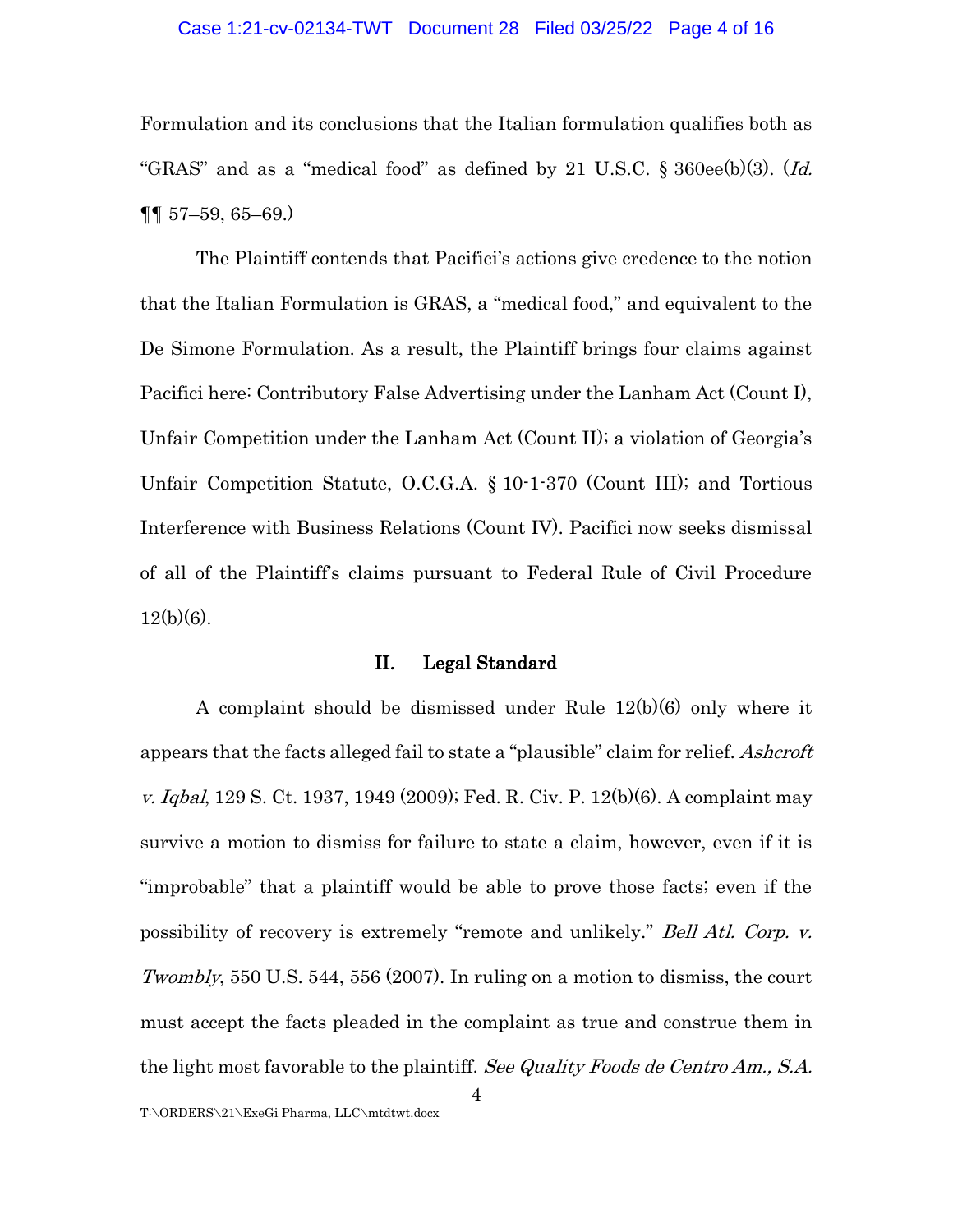Formulation and its conclusions that the Italian formulation qualifies both as "GRAS" and as a "medical food" as defined by 21 U.S.C. § 360ee(b)(3). (*Id.* ¶¶ 57–59, 65–69.)

The Plaintiff contends that Pacifici's actions give credence to the notion that the Italian Formulation is GRAS, a "medical food," and equivalent to the De Simone Formulation. As a result, the Plaintiff brings four claims against Pacifici here: Contributory False Advertising under the Lanham Act (Count I), Unfair Competition under the Lanham Act (Count II); a violation of Georgia's Unfair Competition Statute, O.C.G.A. § 10-1-370 (Count III); and Tortious Interference with Business Relations (Count IV). Pacifici now seeks dismissal of all of the Plaintiff's claims pursuant to Federal Rule of Civil Procedure 12(b)(6).

## II. Legal Standard

A complaint should be dismissed under Rule 12(b)(6) only where it appears that the facts alleged fail to state a "plausible" claim for relief. *Ashcroft v. Iqbal*, 129 S. Ct. 1937, 1949 (2009); Fed. R. Civ. P. 12(b)(6). A complaint may survive a motion to dismiss for failure to state a claim, however, even if it is "improbable" that a plaintiff would be able to prove those facts; even if the possibility of recovery is extremely "remote and unlikely." *Bell Atl. Corp. v. Twombly*, 550 U.S. 544, 556 (2007). In ruling on a motion to dismiss, the court must accept the facts pleaded in the complaint as true and construe them in the light most favorable to the plaintiff. *See Quality Foods de Centro Am., S.A.*

T:\ORDERS\21\ExeGi Pharma, LLC\mtdtwt.docx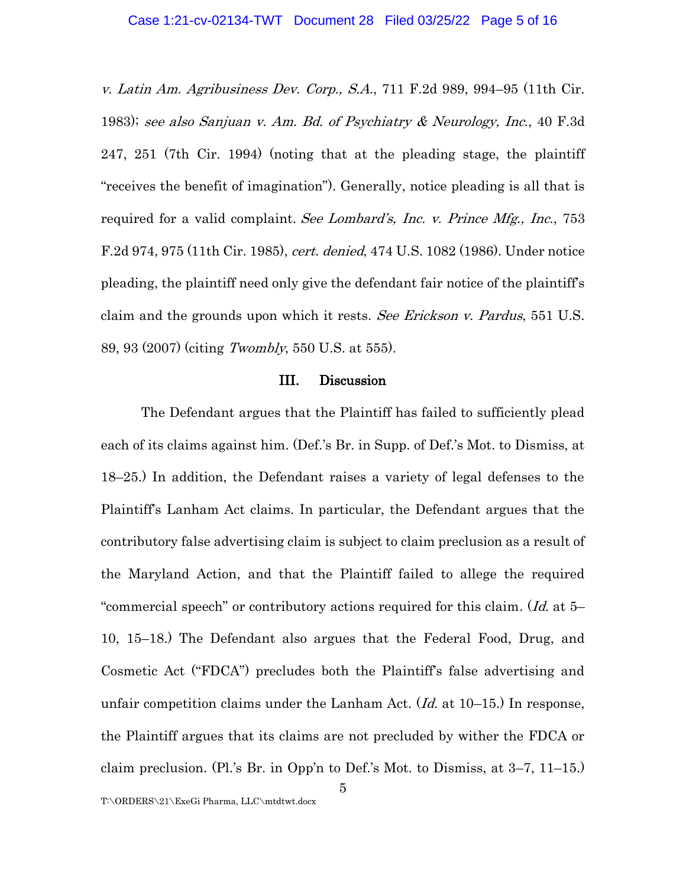*v. Latin Am. Agribusiness Dev. Corp., S.A.*, 711 F.2d 989, 994–95 (11th Cir. 1983); *see also Sanjuan v. Am. Bd. of Psychiatry & Neurology, Inc.*, 40 F.3d 247, 251 (7th Cir. 1994) (noting that at the pleading stage, the plaintiff "receives the benefit of imagination"). Generally, notice pleading is all that is required for a valid complaint. *See Lombard's, Inc. v. Prince Mfg., Inc.*, 753 F.2d 974, 975 (11th Cir. 1985), *cert. denied*, 474 U.S. 1082 (1986). Under notice pleading, the plaintiff need only give the defendant fair notice of the plaintiff's claim and the grounds upon which it rests. *See Erickson v. Pardus*, 551 U.S. 89, 93 (2007) (citing *Twombly*, 550 U.S. at 555).

## III. Discussion

The Defendant argues that the Plaintiff has failed to sufficiently plead each of its claims against him. (Def.'s Br. in Supp. of Def.'s Mot. to Dismiss, at 18–25.) In addition, the Defendant raises a variety of legal defenses to the Plaintiff's Lanham Act claims. In particular, the Defendant argues that the contributory false advertising claim is subject to claim preclusion as a result of the Maryland Action, and that the Plaintiff failed to allege the required "commercial speech" or contributory actions required for this claim. (*Id.* at 5–10, 15–18.) The Defendant also argues that the Federal Food, Drug, and Cosmetic Act ("FDCA") precludes both the Plaintiff's false advertising and unfair competition claims under the Lanham Act. (*Id.* at 10–15.) In response, the Plaintiff argues that its claims are not precluded by wither the FDCA or claim preclusion. (Pl.'s Br. in Opp'n to Def.'s Mot. to Dismiss, at 3–7, 11–15.)

T:\ORDERS\21\ExeGi Pharma, LLC\mtdtwt.docx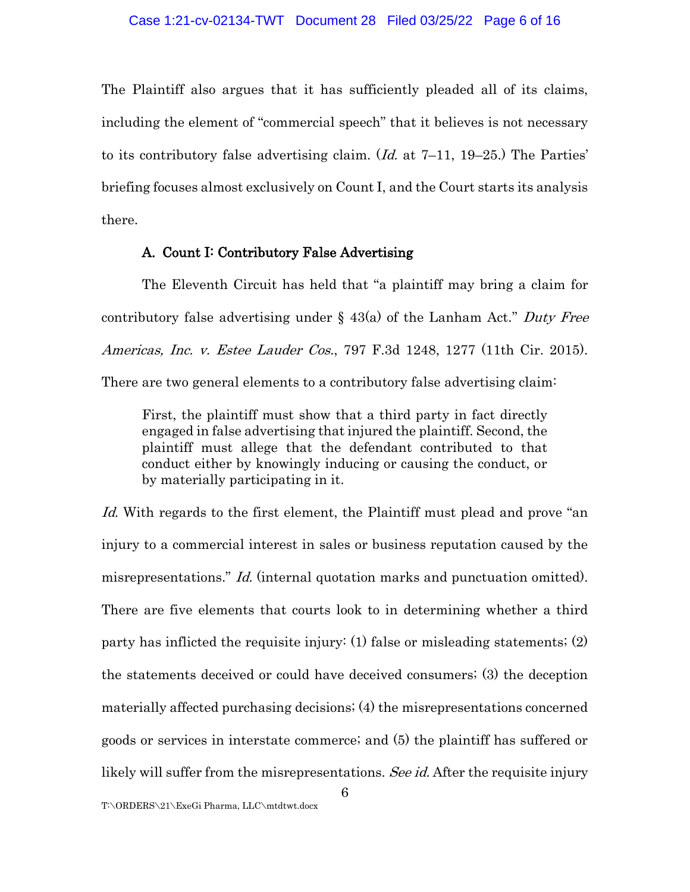The Plaintiff also argues that it has sufficiently pleaded all of its claims, including the element of "commercial speech" that it believes is not necessary to its contributory false advertising claim. (*Id.* at 7–11, 19–25.) The Parties' briefing focuses almost exclusively on Count I, and the Court starts its analysis there.

### A. Count I: Contributory False Advertising

The Eleventh Circuit has held that "a plaintiff may bring a claim for contributory false advertising under § 43(a) of the Lanham Act." *Duty Free Americas, Inc. v. Estee Lauder Cos.*, 797 F.3d 1248, 1277 (11th Cir. 2015). There are two general elements to a contributory false advertising claim:

> First, the plaintiff must show that a third party in fact directly engaged in false advertising that injured the plaintiff. Second, the plaintiff must allege that the defendant contributed to that conduct either by knowingly inducing or causing the conduct, or by materially participating in it.

*Id.* With regards to the first element, the Plaintiff must plead and prove "an injury to a commercial interest in sales or business reputation caused by the misrepresentations." *Id.* (internal quotation marks and punctuation omitted). There are five elements that courts look to in determining whether a third party has inflicted the requisite injury: (1) false or misleading statements; (2) the statements deceived or could have deceived consumers; (3) the deception materially affected purchasing decisions; (4) the misrepresentations concerned goods or services in interstate commerce; and (5) the plaintiff has suffered or likely will suffer from the misrepresentations. *See id.* After the requisite injury

T:\ORDERS\21\ExeGi Pharma, LLC\mtdtwt.docx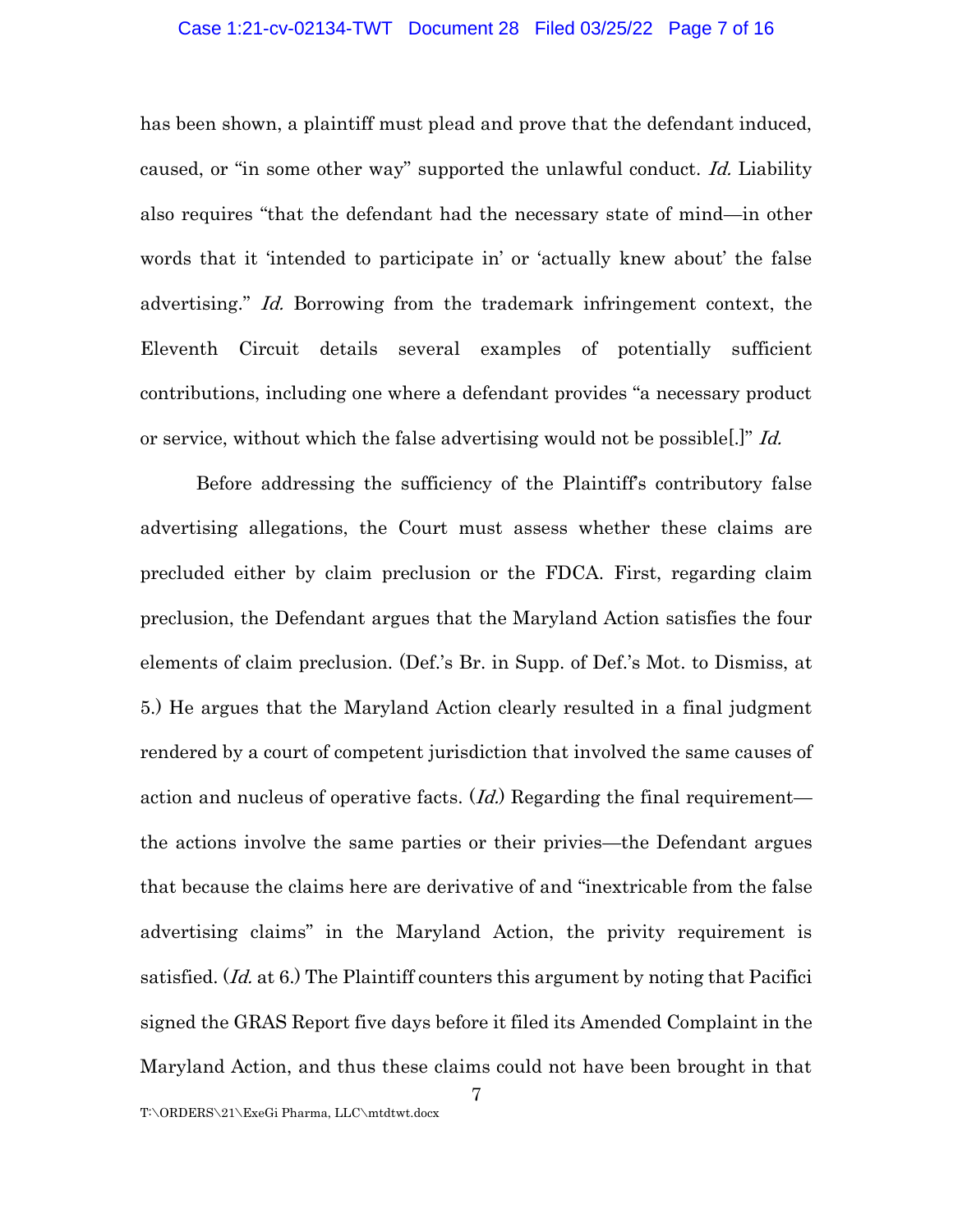has been shown, a plaintiff must plead and prove that the defendant induced, caused, or "in some other way" supported the unlawful conduct. *Id.* Liability also requires "that the defendant had the necessary state of mind—in other words that it 'intended to participate in' or 'actually knew about' the false advertising." *Id.* Borrowing from the trademark infringement context, the Eleventh Circuit details several examples of potentially sufficient contributions, including one where a defendant provides "a necessary product or service, without which the false advertising would not be possible[.]" *Id.*

Before addressing the sufficiency of the Plaintiff's contributory false advertising allegations, the Court must assess whether these claims are precluded either by claim preclusion or the FDCA. First, regarding claim preclusion, the Defendant argues that the Maryland Action satisfies the four elements of claim preclusion. (Def.'s Br. in Supp. of Def.'s Mot. to Dismiss, at 5.) He argues that the Maryland Action clearly resulted in a final judgment rendered by a court of competent jurisdiction that involved the same causes of action and nucleus of operative facts. (*Id.*) Regarding the final requirement—the actions involve the same parties or their privies—the Defendant argues that because the claims here are derivative of and "inextricable from the false advertising claims" in the Maryland Action, the privity requirement is satisfied. (*Id.* at 6.) The Plaintiff counters this argument by noting that Pacifici signed the GRAS Report five days before it filed its Amended Complaint in the Maryland Action, and thus these claims could not have been brought in that

T:\ORDERS\21\ExeGi Pharma, LLC\mtdtwt.docx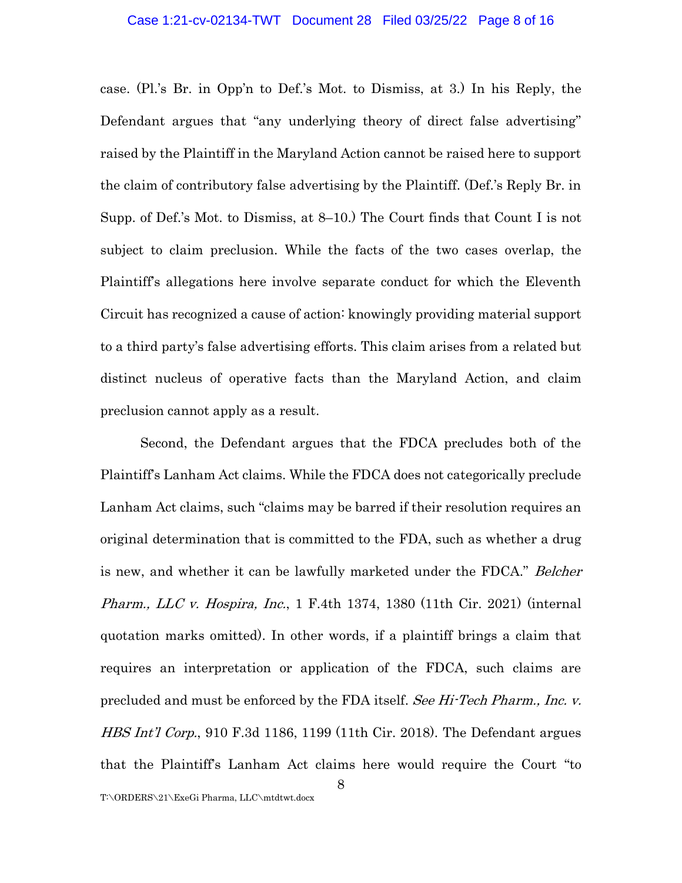case. (Pl.'s Br. in Opp'n to Def.'s Mot. to Dismiss, at 3.) In his Reply, the Defendant argues that "any underlying theory of direct false advertising" raised by the Plaintiff in the Maryland Action cannot be raised here to support the claim of contributory false advertising by the Plaintiff. (Def.'s Reply Br. in Supp. of Def.'s Mot. to Dismiss, at 8–10.) The Court finds that Count I is not subject to claim preclusion. While the facts of the two cases overlap, the Plaintiff's allegations here involve separate conduct for which the Eleventh Circuit has recognized a cause of action: knowingly providing material support to a third party's false advertising efforts. This claim arises from a related but distinct nucleus of operative facts than the Maryland Action, and claim preclusion cannot apply as a result.

Second, the Defendant argues that the FDCA precludes both of the Plaintiff's Lanham Act claims. While the FDCA does not categorically preclude Lanham Act claims, such "claims may be barred if their resolution requires an original determination that is committed to the FDA, such as whether a drug is new, and whether it can be lawfully marketed under the FDCA." *Belcher Pharm., LLC v. Hospira, Inc.*, 1 F.4th 1374, 1380 (11th Cir. 2021) (internal quotation marks omitted). In other words, if a plaintiff brings a claim that requires an interpretation or application of the FDCA, such claims are precluded and must be enforced by the FDA itself. *See Hi-Tech Pharm., Inc. v. HBS Int'l Corp.*, 910 F.3d 1186, 1199 (11th Cir. 2018). The Defendant argues that the Plaintiff's Lanham Act claims here would require the Court "to

T:\ORDERS\21\ExeGi Pharma, LLC\mtdtwt.docx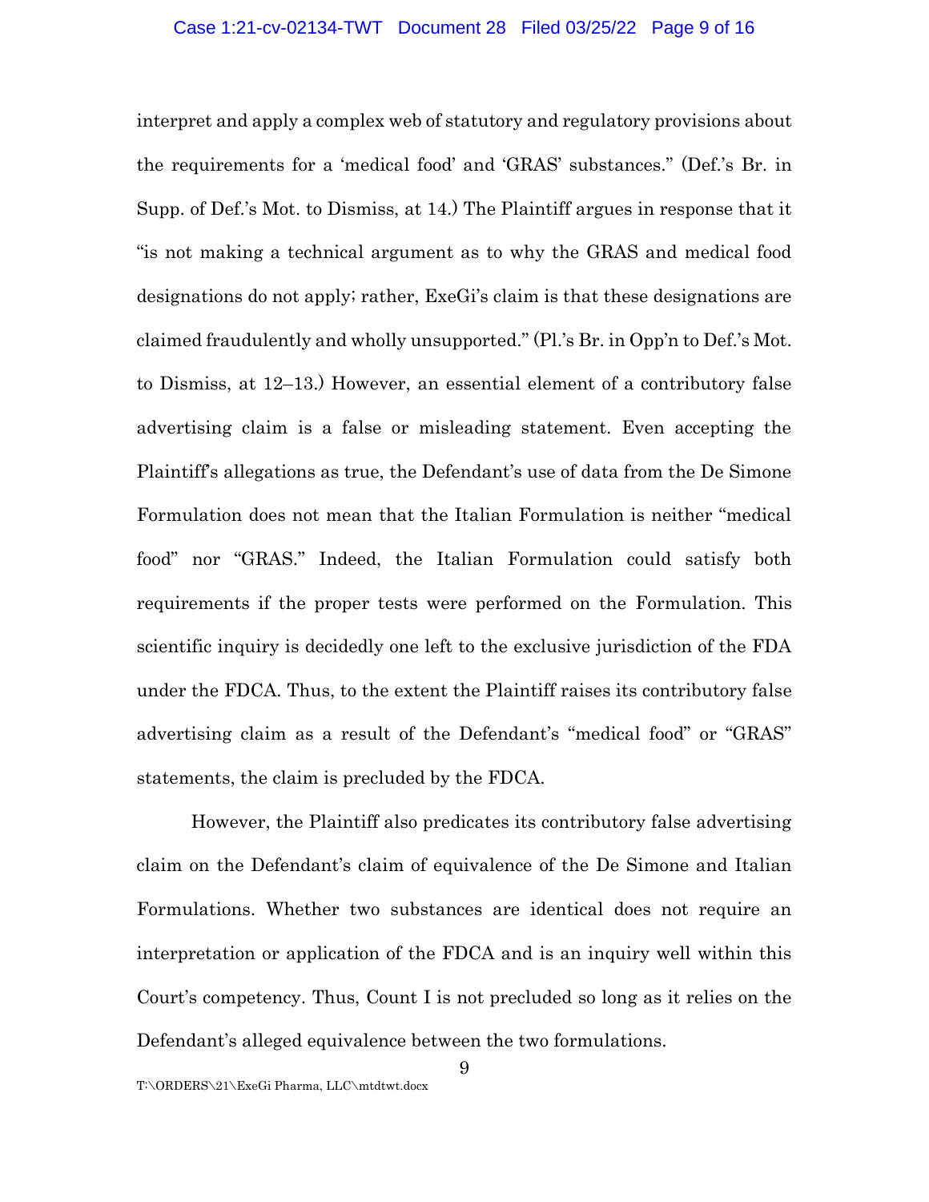interpret and apply a complex web of statutory and regulatory provisions about the requirements for a 'medical food' and 'GRAS' substances." (Def.'s Br. in Supp. of Def.'s Mot. to Dismiss, at 14.) The Plaintiff argues in response that it "is not making a technical argument as to why the GRAS and medical food designations do not apply; rather, ExeGi's claim is that these designations are claimed fraudulently and wholly unsupported." (Pl.'s Br. in Opp'n to Def.'s Mot. to Dismiss, at 12–13.) However, an essential element of a contributory false advertising claim is a false or misleading statement. Even accepting the Plaintiff's allegations as true, the Defendant's use of data from the De Simone Formulation does not mean that the Italian Formulation is neither "medical food" nor "GRAS." Indeed, the Italian Formulation could satisfy both requirements if the proper tests were performed on the Formulation. This scientific inquiry is decidedly one left to the exclusive jurisdiction of the FDA under the FDCA. Thus, to the extent the Plaintiff raises its contributory false advertising claim as a result of the Defendant's "medical food" or "GRAS" statements, the claim is precluded by the FDCA.

However, the Plaintiff also predicates its contributory false advertising claim on the Defendant's claim of equivalence of the De Simone and Italian Formulations. Whether two substances are identical does not require an interpretation or application of the FDCA and is an inquiry well within this Court's competency. Thus, Count I is not precluded so long as it relies on the Defendant's alleged equivalence between the two formulations.

T:\ORDERS\21\ExeGi Pharma, LLC\mtdtwt.docx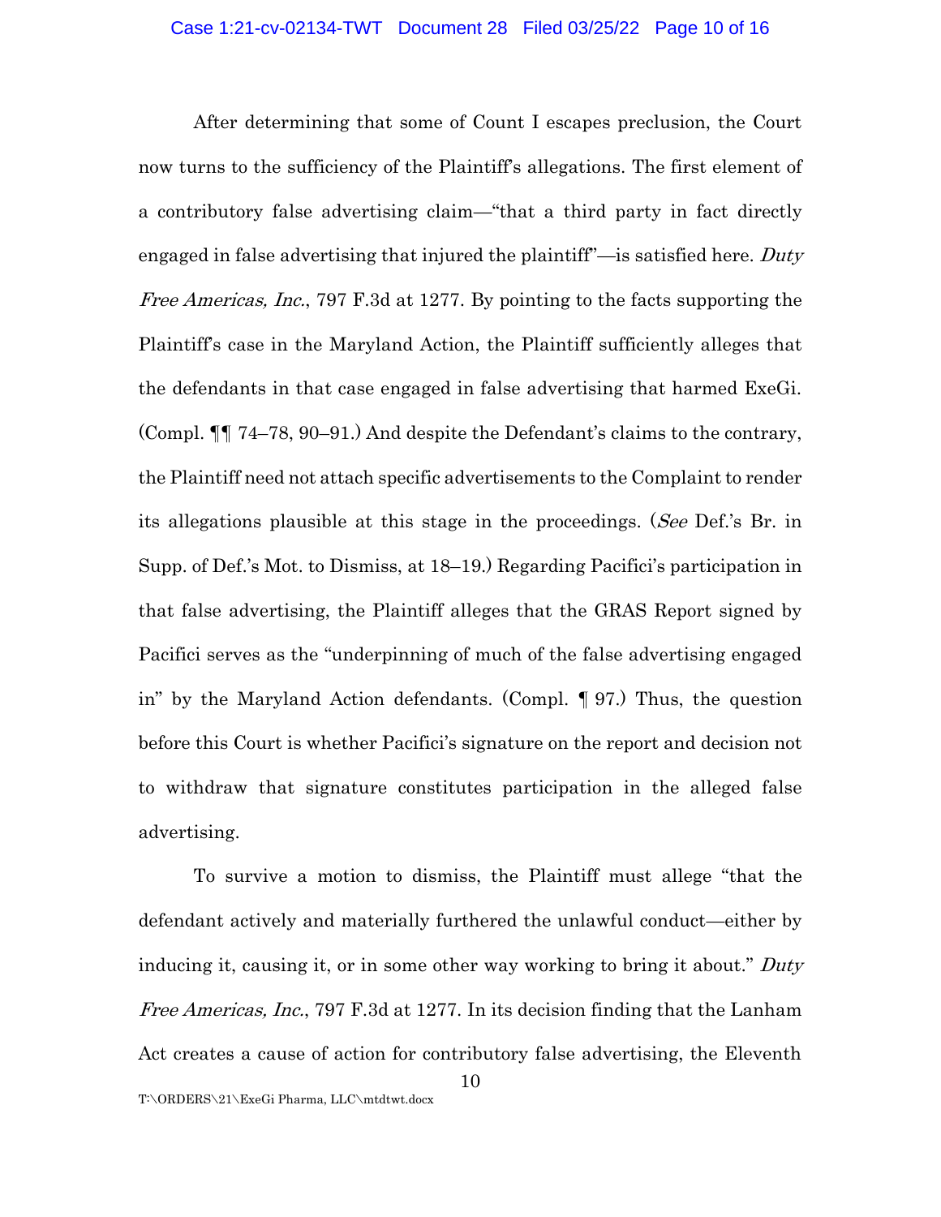After determining that some of Count I escapes preclusion, the Court now turns to the sufficiency of the Plaintiff's allegations. The first element of a contributory false advertising claim—"that a third party in fact directly engaged in false advertising that injured the plaintiff"—is satisfied here. *Duty Free Americas, Inc.*, 797 F.3d at 1277. By pointing to the facts supporting the Plaintiff's case in the Maryland Action, the Plaintiff sufficiently alleges that the defendants in that case engaged in false advertising that harmed ExeGi. (Compl. ¶¶ 74–78, 90–91.) And despite the Defendant's claims to the contrary, the Plaintiff need not attach specific advertisements to the Complaint to render its allegations plausible at this stage in the proceedings. (*See* Def.'s Br. in Supp. of Def.'s Mot. to Dismiss, at 18–19.) Regarding Pacifici's participation in that false advertising, the Plaintiff alleges that the GRAS Report signed by Pacifici serves as the "underpinning of much of the false advertising engaged in" by the Maryland Action defendants. (Compl. ¶ 97.) Thus, the question before this Court is whether Pacifici's signature on the report and decision not to withdraw that signature constitutes participation in the alleged false advertising.

To survive a motion to dismiss, the Plaintiff must allege "that the defendant actively and materially furthered the unlawful conduct—either by inducing it, causing it, or in some other way working to bring it about." *Duty Free Americas, Inc.*, 797 F.3d at 1277. In its decision finding that the Lanham Act creates a cause of action for contributory false advertising, the Eleventh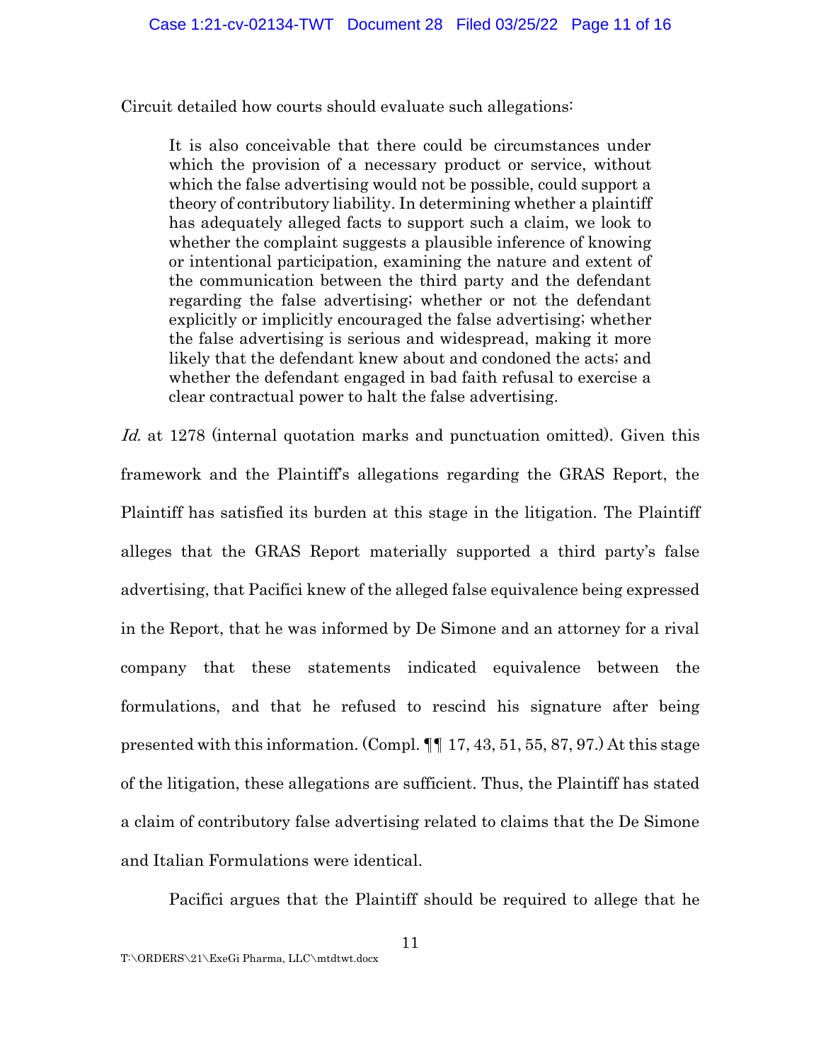Circuit detailed how courts should evaluate such allegations:

> It is also conceivable that there could be circumstances under which the provision of a necessary product or service, without which the false advertising would not be possible, could support a theory of contributory liability. In determining whether a plaintiff has adequately alleged facts to support such a claim, we look to whether the complaint suggests a plausible inference of knowing or intentional participation, examining the nature and extent of the communication between the third party and the defendant regarding the false advertising; whether or not the defendant explicitly or implicitly encouraged the false advertising; whether the false advertising is serious and widespread, making it more likely that the defendant knew about and condoned the acts; and whether the defendant engaged in bad faith refusal to exercise a clear contractual power to halt the false advertising.

*Id.* at 1278 (internal quotation marks and punctuation omitted). Given this framework and the Plaintiff's allegations regarding the GRAS Report, the Plaintiff has satisfied its burden at this stage in the litigation. The Plaintiff alleges that the GRAS Report materially supported a third party's false advertising, that Pacifici knew of the alleged false equivalence being expressed in the Report, that he was informed by De Simone and an attorney for a rival company that these statements indicated equivalence between the formulations, and that he refused to rescind his signature after being presented with this information. (Compl. ¶¶ 17, 43, 51, 55, 87, 97.) At this stage of the litigation, these allegations are sufficient. Thus, the Plaintiff has stated a claim of contributory false advertising related to claims that the De Simone and Italian Formulations were identical.

Pacifici argues that the Plaintiff should be required to allege that he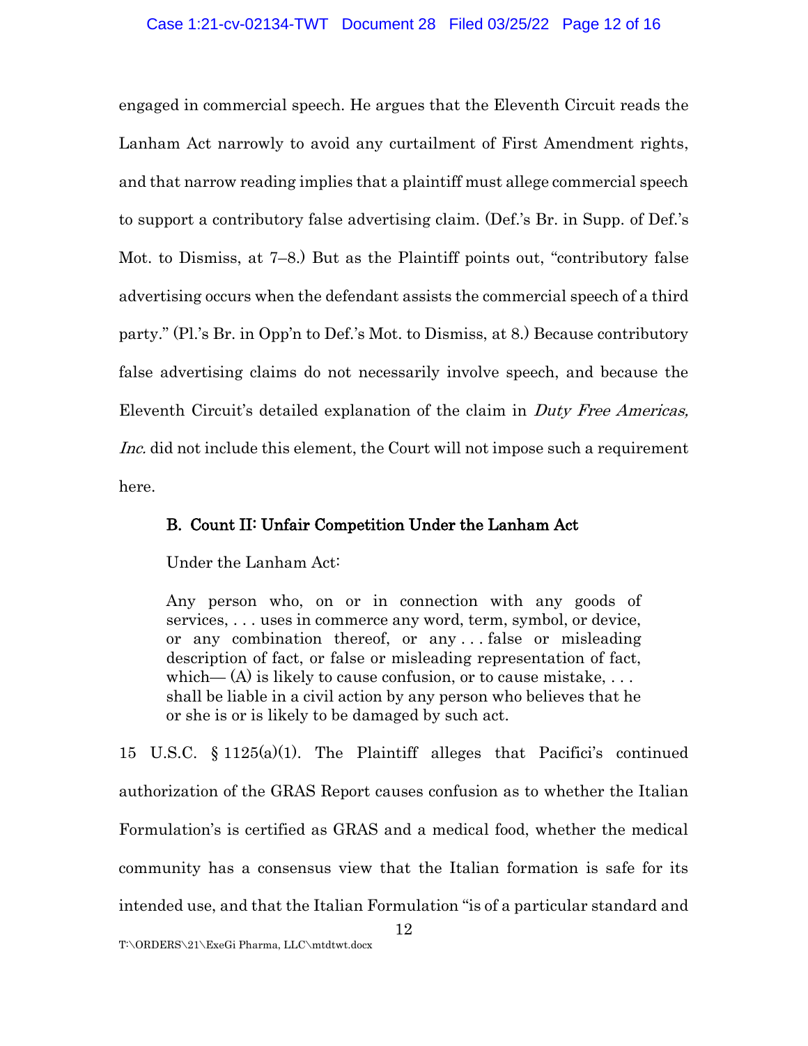engaged in commercial speech. He argues that the Eleventh Circuit reads the Lanham Act narrowly to avoid any curtailment of First Amendment rights, and that narrow reading implies that a plaintiff must allege commercial speech to support a contributory false advertising claim. (Def.'s Br. in Supp. of Def.'s Mot. to Dismiss, at 7–8.) But as the Plaintiff points out, "contributory false advertising occurs when the defendant assists the commercial speech of a third party." (Pl.'s Br. in Opp'n to Def.'s Mot. to Dismiss, at 8.) Because contributory false advertising claims do not necessarily involve speech, and because the Eleventh Circuit's detailed explanation of the claim in *Duty Free Americas, Inc.* did not include this element, the Court will not impose such a requirement here.

### B. Count II: Unfair Competition Under the Lanham Act

Under the Lanham Act:

> Any person who, on or in connection with any goods of services, . . . uses in commerce any word, term, symbol, or device, or any combination thereof, or any . . . false or misleading description of fact, or false or misleading representation of fact, which— (A) is likely to cause confusion, or to cause mistake, . . . shall be liable in a civil action by any person who believes that he or she is or is likely to be damaged by such act.

15 U.S.C. § 1125(a)(1). The Plaintiff alleges that Pacifici's continued authorization of the GRAS Report causes confusion as to whether the Italian Formulation's is certified as GRAS and a medical food, whether the medical community has a consensus view that the Italian formation is safe for its intended use, and that the Italian Formulation "is of a particular standard and

T:\ORDERS\21\ExeGi Pharma, LLC\mtdtwt.docx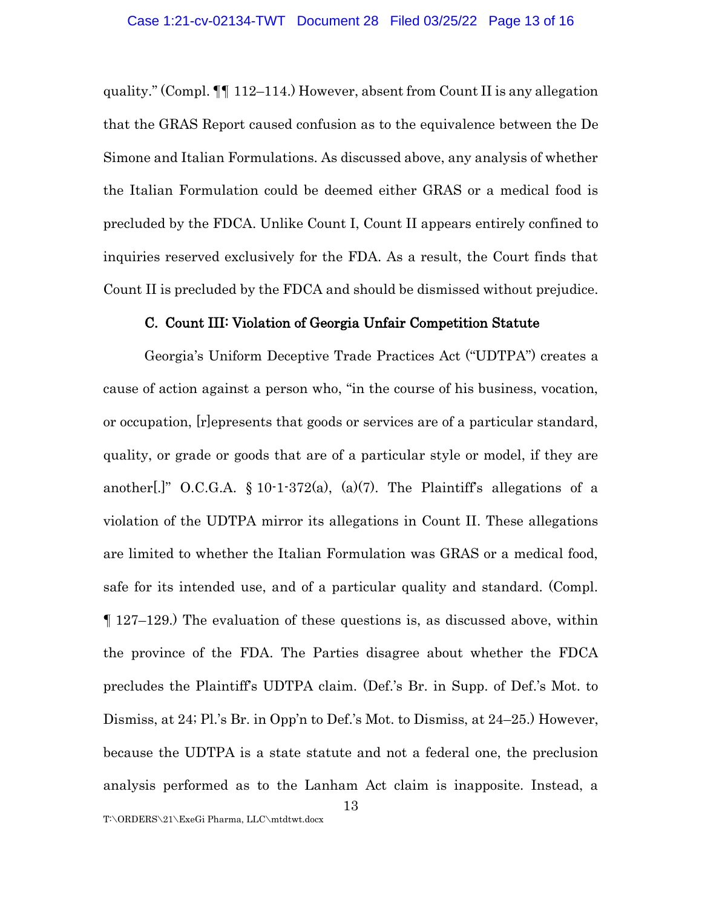quality." (Compl. ¶¶ 112–114.) However, absent from Count II is any allegation that the GRAS Report caused confusion as to the equivalence between the De Simone and Italian Formulations. As discussed above, any analysis of whether the Italian Formulation could be deemed either GRAS or a medical food is precluded by the FDCA. Unlike Count I, Count II appears entirely confined to inquiries reserved exclusively for the FDA. As a result, the Court finds that Count II is precluded by the FDCA and should be dismissed without prejudice.

### C. Count III: Violation of Georgia Unfair Competition Statute

Georgia's Uniform Deceptive Trade Practices Act ("UDTPA") creates a cause of action against a person who, "in the course of his business, vocation, or occupation, [r]epresents that goods or services are of a particular standard, quality, or grade or goods that are of a particular style or model, if they are another[.]" O.C.G.A. § 10-1-372(a), (a)(7). The Plaintiff's allegations of a violation of the UDTPA mirror its allegations in Count II. These allegations are limited to whether the Italian Formulation was GRAS or a medical food, safe for its intended use, and of a particular quality and standard. (Compl. ¶ 127–129.) The evaluation of these questions is, as discussed above, within the province of the FDA. The Parties disagree about whether the FDCA precludes the Plaintiff's UDTPA claim. (Def.'s Br. in Supp. of Def.'s Mot. to Dismiss, at 24; Pl.'s Br. in Opp'n to Def.'s Mot. to Dismiss, at 24–25.) However, because the UDTPA is a state statute and not a federal one, the preclusion analysis performed as to the Lanham Act claim is inapposite. Instead, a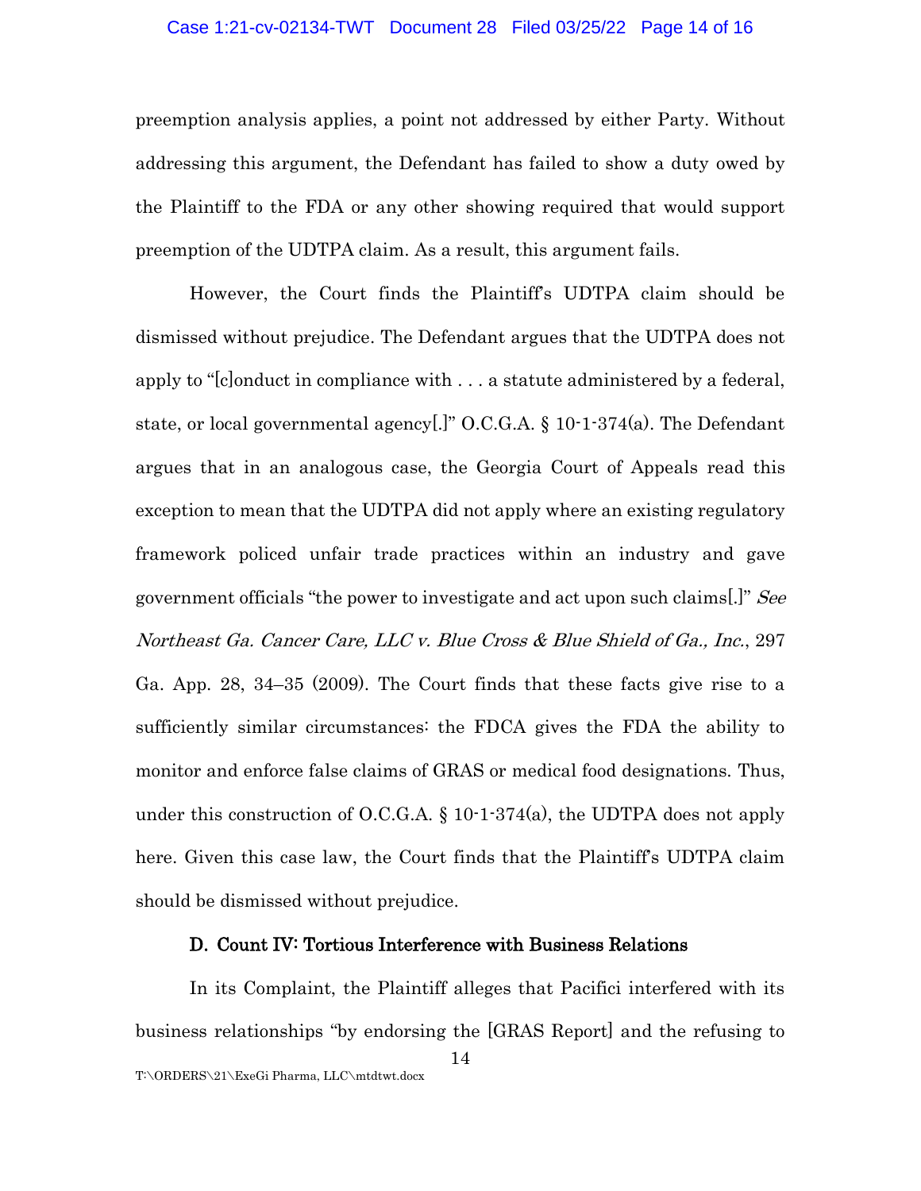preemption analysis applies, a point not addressed by either Party. Without addressing this argument, the Defendant has failed to show a duty owed by the Plaintiff to the FDA or any other showing required that would support preemption of the UDTPA claim. As a result, this argument fails.

However, the Court finds the Plaintiff's UDTPA claim should be dismissed without prejudice. The Defendant argues that the UDTPA does not apply to "[c]onduct in compliance with . . . a statute administered by a federal, state, or local governmental agency[.]" O.C.G.A. § 10-1-374(a). The Defendant argues that in an analogous case, the Georgia Court of Appeals read this exception to mean that the UDTPA did not apply where an existing regulatory framework policed unfair trade practices within an industry and gave government officials "the power to investigate and act upon such claims[.]" *See Northeast Ga. Cancer Care, LLC v. Blue Cross & Blue Shield of Ga., Inc.*, 297 Ga. App. 28, 34–35 (2009). The Court finds that these facts give rise to a sufficiently similar circumstances: the FDCA gives the FDA the ability to monitor and enforce false claims of GRAS or medical food designations. Thus, under this construction of O.C.G.A. § 10-1-374(a), the UDTPA does not apply here. Given this case law, the Court finds that the Plaintiff's UDTPA claim should be dismissed without prejudice.

### D. Count IV: Tortious Interference with Business Relations

In its Complaint, the Plaintiff alleges that Pacifici interfered with its business relationships "by endorsing the [GRAS Report] and the refusing to

T:\ORDERS\21\ExeGi Pharma, LLC\mtdtwt.docx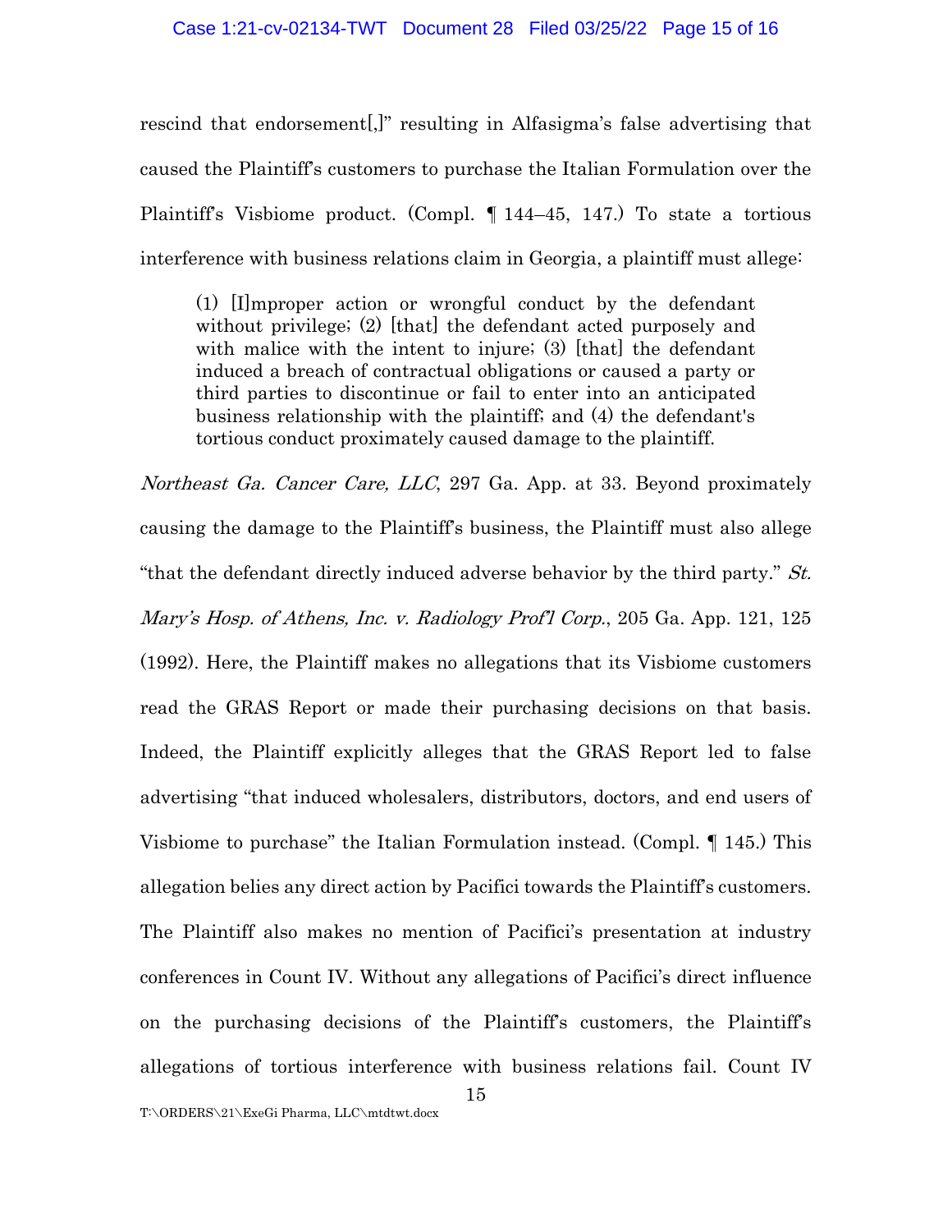rescind that endorsement[,]" resulting in Alfasigma's false advertising that caused the Plaintiff's customers to purchase the Italian Formulation over the Plaintiff's Visbiome product. (Compl. ¶ 144–45, 147.) To state a tortious interference with business relations claim in Georgia, a plaintiff must allege:

> (1) [I]mproper action or wrongful conduct by the defendant without privilege; (2) [that] the defendant acted purposely and with malice with the intent to injure; (3) [that] the defendant induced a breach of contractual obligations or caused a party or third parties to discontinue or fail to enter into an anticipated business relationship with the plaintiff; and (4) the defendant's tortious conduct proximately caused damage to the plaintiff.

*Northeast Ga. Cancer Care, LLC*, 297 Ga. App. at 33. Beyond proximately causing the damage to the Plaintiff's business, the Plaintiff must also allege "that the defendant directly induced adverse behavior by the third party." *St. Mary's Hosp. of Athens, Inc. v. Radiology Prof'l Corp.*, 205 Ga. App. 121, 125 (1992). Here, the Plaintiff makes no allegations that its Visbiome customers read the GRAS Report or made their purchasing decisions on that basis. Indeed, the Plaintiff explicitly alleges that the GRAS Report led to false advertising "that induced wholesalers, distributors, doctors, and end users of Visbiome to purchase" the Italian Formulation instead. (Compl. ¶ 145.) This allegation belies any direct action by Pacifici towards the Plaintiff's customers. The Plaintiff also makes no mention of Pacifici's presentation at industry conferences in Count IV. Without any allegations of Pacifici's direct influence on the purchasing decisions of the Plaintiff's customers, the Plaintiff's allegations of tortious interference with business relations fail. Count IV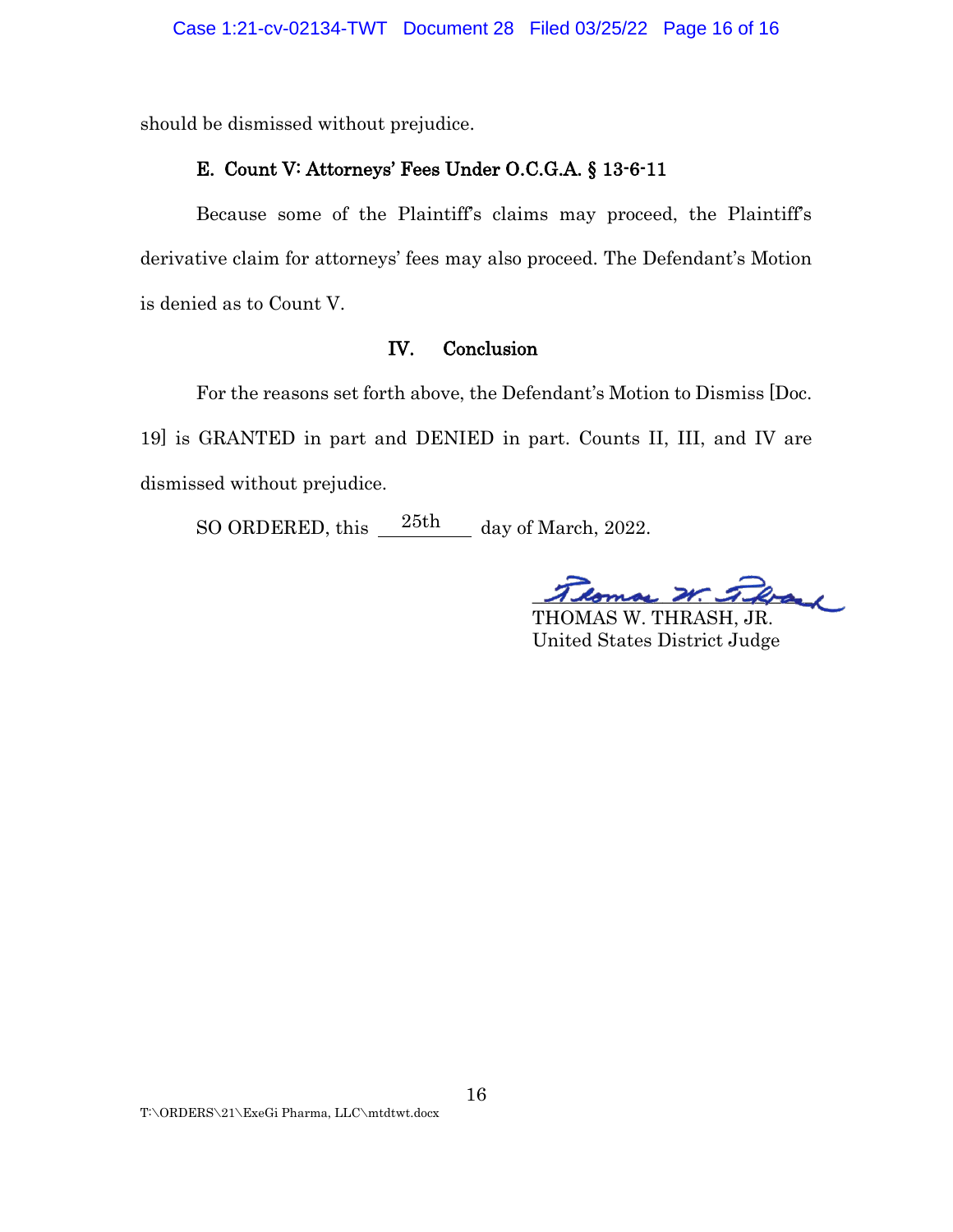should be dismissed without prejudice.

### E. Count V: Attorneys' Fees Under O.C.G.A. § 13-6-11

Because some of the Plaintiff's claims may proceed, the Plaintiff's derivative claim for attorneys' fees may also proceed. The Defendant's Motion is denied as to Count V.

## IV. Conclusion

For the reasons set forth above, the Defendant's Motion to Dismiss [Doc. 19] is GRANTED in part and DENIED in part. Counts II, III, and IV are dismissed without prejudice.

SO ORDERED, this 25th day of March, 2022.

THOMAS W. THRASH, JR.
United States District Judge

T:\ORDERS\21\ExeGi Pharma, LLC\mtdtwt.docx